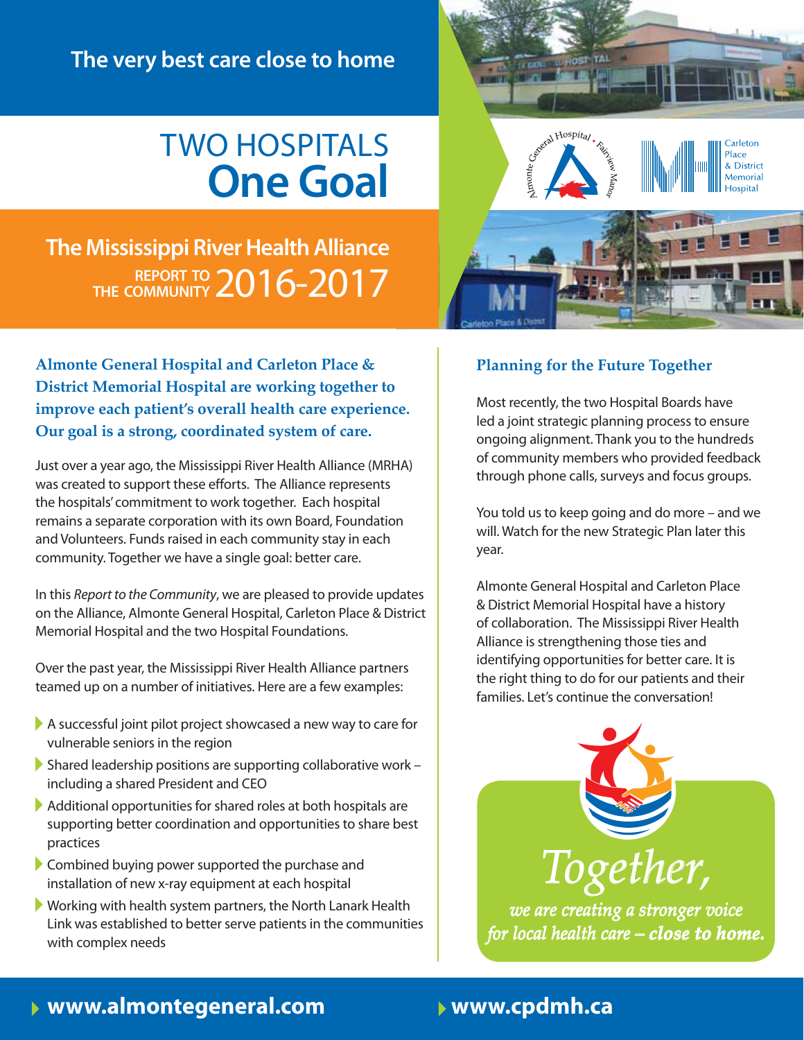The very best care close to home

# TWO HOSPITALS **One Goal**

## The Mississippi River Health Alliance

REPORT TO THE COMMUNITY 2016-2017

**Almonte General Hospital and Carleton Place & District Memorial Hospital are working together to improve each patient's overall health care experience. Our goal is a strong, coordinated system of care.**

Just over a year ago, the Mississippi River Health Alliance (MRHA) was created to support these efforts. The Alliance represents the hospitals' commitment to work together. Each hospital remains a separate corporation with its own Board, Foundation and Volunteers. Funds raised in each community stay in each community. Together we have a single goal: better care.

In this *Report to the Community*, we are pleased to provide updates on the Alliance, Almonte General Hospital, Carleton Place & District Memorial Hospital and the two Hospital Foundations.

Over the past year, the Mississippi River Health Alliance partners teamed up on a number of initiatives. Here are a few examples:

- A successful joint pilot project showcased a new way to care for vulnerable seniors in the region
- Shared leadership positions are supporting collaborative work – including a shared President and CEO
- Additional opportunities for shared roles at both hospitals are supporting better coordination and opportunities to share best practices
- Combined buying power supported the purchase and installation of new x-ray equipment at each hospital
- Working with health system partners, the North Lanark Health Link was established to better serve patients in the communities with complex needs

### Planning for the Future Together

Most recently, the two Hospital Boards have led a joint strategic planning process to ensure ongoing alignment. Thank you to the hundreds of community members who provided feedback through phone calls, surveys and focus groups.

You told us to keep going and do more – and we will. Watch for the new Strategic Plan later this year.

Almonte General Hospital and Carleton Place & District Memorial Hospital have a history of collaboration. The Mississippi River Health Alliance is strengthening those ties and identifying opportunities for better care. It is the right thing to do for our patients and their families. Let's continue the conversation!

*Together, we are creating a stronger voice for local health care – **close to home.***

**www.almontegeneral.com** **www.cpdmh.ca**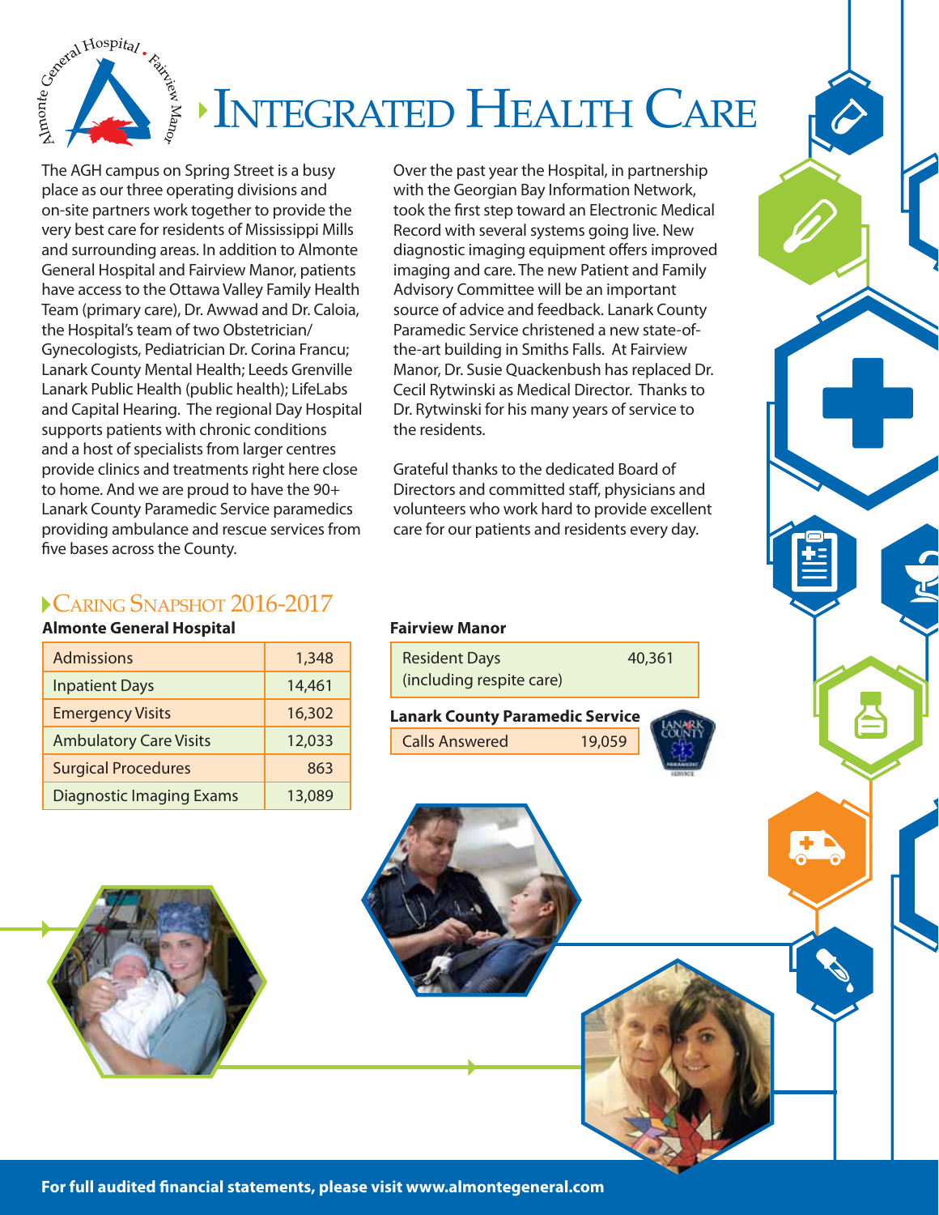# Integrated Health Care

The AGH campus on Spring Street is a busy place as our three operating divisions and on-site partners work together to provide the very best care for residents of Mississippi Mills and surrounding areas. In addition to Almonte General Hospital and Fairview Manor, patients have access to the Ottawa Valley Family Health Team (primary care), Dr. Awwad and Dr. Caloia, the Hospital's team of two Obstetrician/Gynecologists, Pediatrician Dr. Corina Francu; Lanark County Mental Health; Leeds Grenville Lanark Public Health (public health); LifeLabs and Capital Hearing. The regional Day Hospital supports patients with chronic conditions and a host of specialists from larger centres provide clinics and treatments right here close to home. And we are proud to have the 90+ Lanark County Paramedic Service paramedics providing ambulance and rescue services from five bases across the County.

Over the past year the Hospital, in partnership with the Georgian Bay Information Network, took the first step toward an Electronic Medical Record with several systems going live. New diagnostic imaging equipment offers improved imaging and care. The new Patient and Family Advisory Committee will be an important source of advice and feedback. Lanark County Paramedic Service christened a new state-of-the-art building in Smiths Falls. At Fairview Manor, Dr. Susie Quackenbush has replaced Dr. Cecil Rytwinski as Medical Director. Thanks to Dr. Rytwinski for his many years of service to the residents.

Grateful thanks to the dedicated Board of Directors and committed staff, physicians and volunteers who work hard to provide excellent care for our patients and residents every day.

## Caring Snapshot 2016-2017

**Almonte General Hospital**

| | |
|---|---|
| Admissions | 1,348 |
| Inpatient Days | 14,461 |
| Emergency Visits | 16,302 |
| Ambulatory Care Visits | 12,033 |
| Surgical Procedures | 863 |
| Diagnostic Imaging Exams | 13,089 |

**Fairview Manor**

| | |
|---|---|
| Resident Days (including respite care) | 40,361 |

**Lanark County Paramedic Service**

| | |
|---|---|
| Calls Answered | 19,059 |

**For full audited financial statements, please visit www.almontegeneral.com**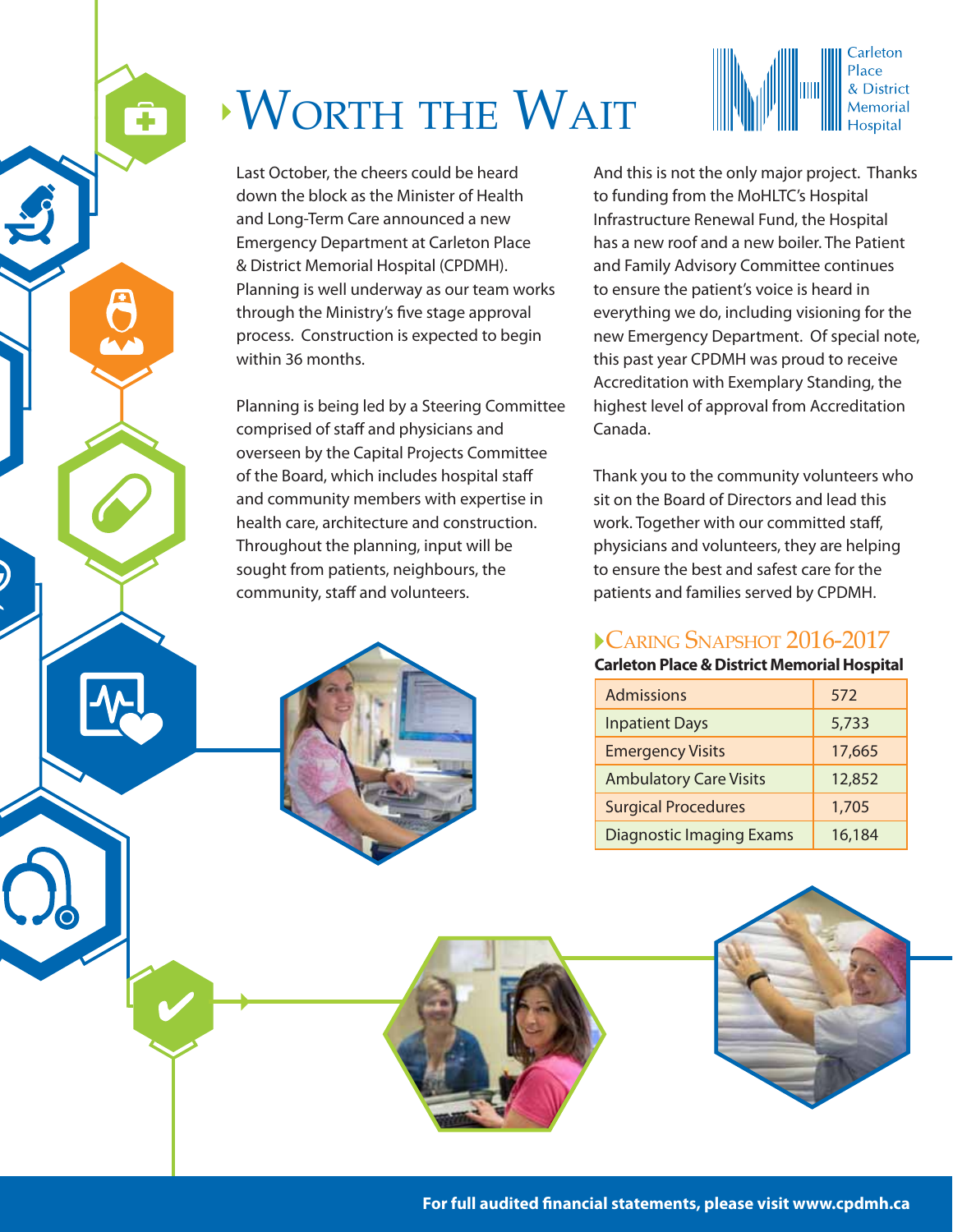# Worth the Wait

Carleton Place & District Memorial Hospital

Last October, the cheers could be heard down the block as the Minister of Health and Long-Term Care announced a new Emergency Department at Carleton Place & District Memorial Hospital (CPDMH). Planning is well underway as our team works through the Ministry's five stage approval process. Construction is expected to begin within 36 months.

Planning is being led by a Steering Committee comprised of staff and physicians and overseen by the Capital Projects Committee of the Board, which includes hospital staff and community members with expertise in health care, architecture and construction. Throughout the planning, input will be sought from patients, neighbours, the community, staff and volunteers.

And this is not the only major project. Thanks to funding from the MoHLTC's Hospital Infrastructure Renewal Fund, the Hospital has a new roof and a new boiler. The Patient and Family Advisory Committee continues to ensure the patient's voice is heard in everything we do, including visioning for the new Emergency Department. Of special note, this past year CPDMH was proud to receive Accreditation with Exemplary Standing, the highest level of approval from Accreditation Canada.

Thank you to the community volunteers who sit on the Board of Directors and lead this work. Together with our committed staff, physicians and volunteers, they are helping to ensure the best and safest care for the patients and families served by CPDMH.

## Caring Snapshot 2016-2017

**Carleton Place & District Memorial Hospital**

| | |
|---|---|
| Admissions | 572 |
| Inpatient Days | 5,733 |
| Emergency Visits | 17,665 |
| Ambulatory Care Visits | 12,852 |
| Surgical Procedures | 1,705 |
| Diagnostic Imaging Exams | 16,184 |

**For full audited financial statements, please visit www.cpdmh.ca**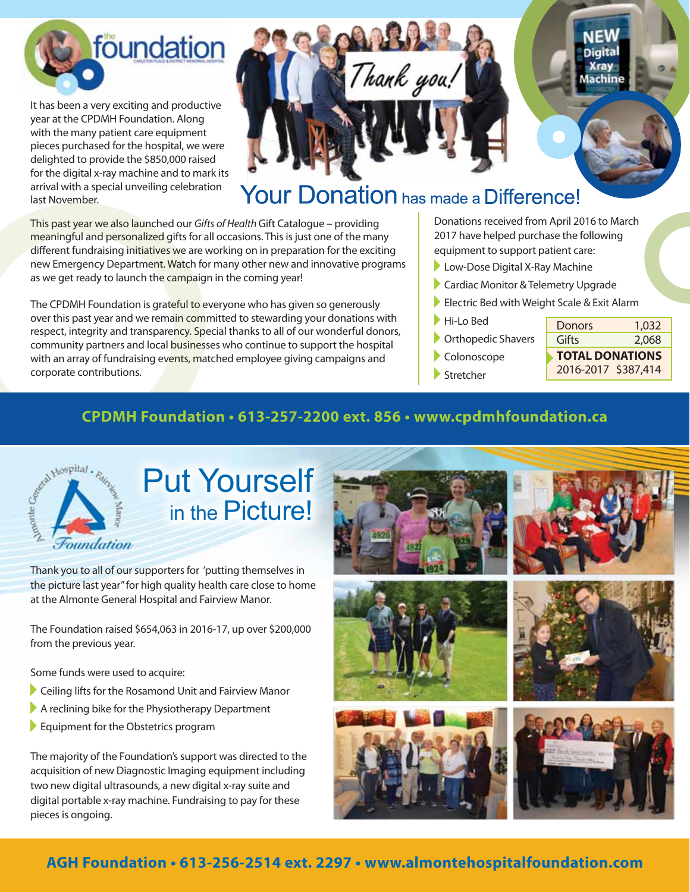the foundation
CARLETON PLACE & DISTRICT MEMORIAL HOSPITAL

It has been a very exciting and productive year at the CPDMH Foundation. Along with the many patient care equipment pieces purchased for the hospital, we were delighted to provide the $850,000 raised for the digital x-ray machine and to mark its arrival with a special unveiling celebration last November.

Thank you!

NEW Digital Xray Machine

# Your Donation has made a Difference!

This past year we also launched our *Gifts of Health* Gift Catalogue – providing meaningful and personalized gifts for all occasions. This is just one of the many different fundraising initiatives we are working on in preparation for the exciting new Emergency Department. Watch for many other new and innovative programs as we get ready to launch the campaign in the coming year!

The CPDMH Foundation is grateful to everyone who has given so generously over this past year and we remain committed to stewarding your donations with respect, integrity and transparency. Special thanks to all of our wonderful donors, community partners and local businesses who continue to support the hospital with an array of fundraising events, matched employee giving campaigns and corporate contributions.

Donations received from April 2016 to March 2017 have helped purchase the following equipment to support patient care:

- Low-Dose Digital X-Ray Machine
- Cardiac Monitor & Telemetry Upgrade
- Electric Bed with Weight Scale & Exit Alarm
- Hi-Lo Bed
- Orthopedic Shavers
- Colonoscope
- Stretcher

| | |
|---|---|
| Donors | 1,032 |
| Gifts | 2,068 |
| **TOTAL DONATIONS** | |
| 2016-2017 | $387,414 |

**CPDMH Foundation • 613-257-2200 ext. 856 • www.cpdmhfoundation.ca**

Almonte General Hospital • Fairview Manor Foundation

# Put Yourself in the Picture!

Thank you to all of our supporters for 'putting themselves in the picture last year" for high quality health care close to home at the Almonte General Hospital and Fairview Manor.

The Foundation raised $654,063 in 2016-17, up over $200,000 from the previous year.

Some funds were used to acquire:

- Ceiling lifts for the Rosamond Unit and Fairview Manor
- A reclining bike for the Physiotherapy Department
- Equipment for the Obstetrics program

The majority of the Foundation's support was directed to the acquisition of new Diagnostic Imaging equipment including two new digital ultrasounds, a new digital x-ray suite and digital portable x-ray machine. Fundraising to pay for these pieces is ongoing.

**AGH Foundation • 613-256-2514 ext. 2297 • www.almontehospitalfoundation.com**